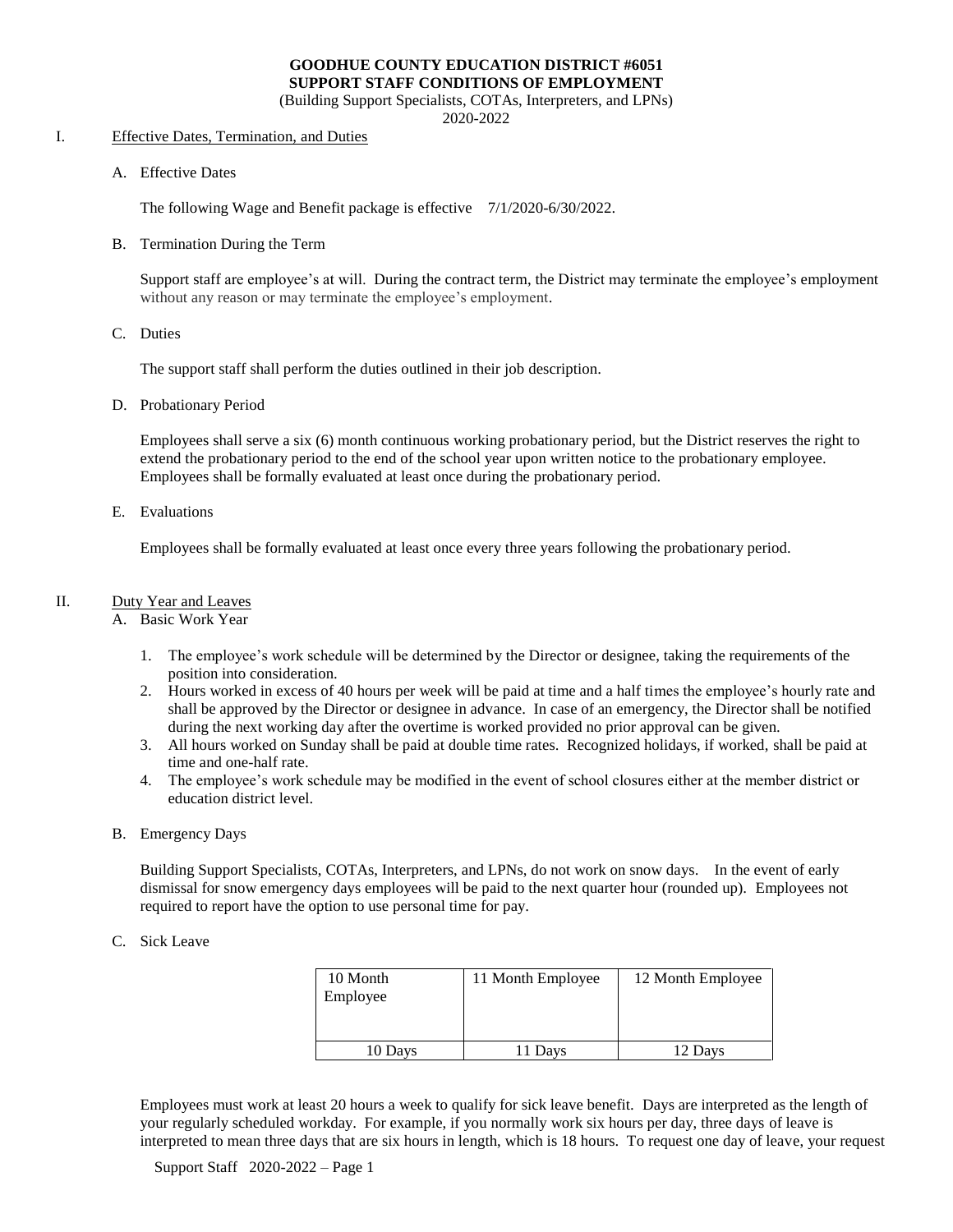**GOODHUE COUNTY EDUCATION DISTRICT #6051**
**SUPPORT STAFF CONDITIONS OF EMPLOYMENT**
(Building Support Specialists, COTAs, Interpreters, and LPNs)
2020-2022

I. Effective Dates, Termination, and Duties

A. Effective Dates

The following Wage and Benefit package is effective 7/1/2020-6/30/2022.

B. Termination During the Term

Support staff are employee's at will. During the contract term, the District may terminate the employee's employment without any reason or may terminate the employee's employment.

C. Duties

The support staff shall perform the duties outlined in their job description.

D. Probationary Period

Employees shall serve a six (6) month continuous working probationary period, but the District reserves the right to extend the probationary period to the end of the school year upon written notice to the probationary employee. Employees shall be formally evaluated at least once during the probationary period.

E. Evaluations

Employees shall be formally evaluated at least once every three years following the probationary period.

II. Duty Year and Leaves

A. Basic Work Year

1. The employee's work schedule will be determined by the Director or designee, taking the requirements of the position into consideration.
2. Hours worked in excess of 40 hours per week will be paid at time and a half times the employee's hourly rate and shall be approved by the Director or designee in advance. In case of an emergency, the Director shall be notified during the next working day after the overtime is worked provided no prior approval can be given.
3. All hours worked on Sunday shall be paid at double time rates. Recognized holidays, if worked, shall be paid at time and one-half rate.
4. The employee's work schedule may be modified in the event of school closures either at the member district or education district level.

B. Emergency Days

Building Support Specialists, COTAs, Interpreters, and LPNs, do not work on snow days. In the event of early dismissal for snow emergency days employees will be paid to the next quarter hour (rounded up). Employees not required to report have the option to use personal time for pay.

C. Sick Leave

| 10 Month Employee | 11 Month Employee | 12 Month Employee |
|---|---|---|
| 10 Days | 11 Days | 12 Days |

Employees must work at least 20 hours a week to qualify for sick leave benefit. Days are interpreted as the length of your regularly scheduled workday. For example, if you normally work six hours per day, three days of leave is interpreted to mean three days that are six hours in length, which is 18 hours. To request one day of leave, your request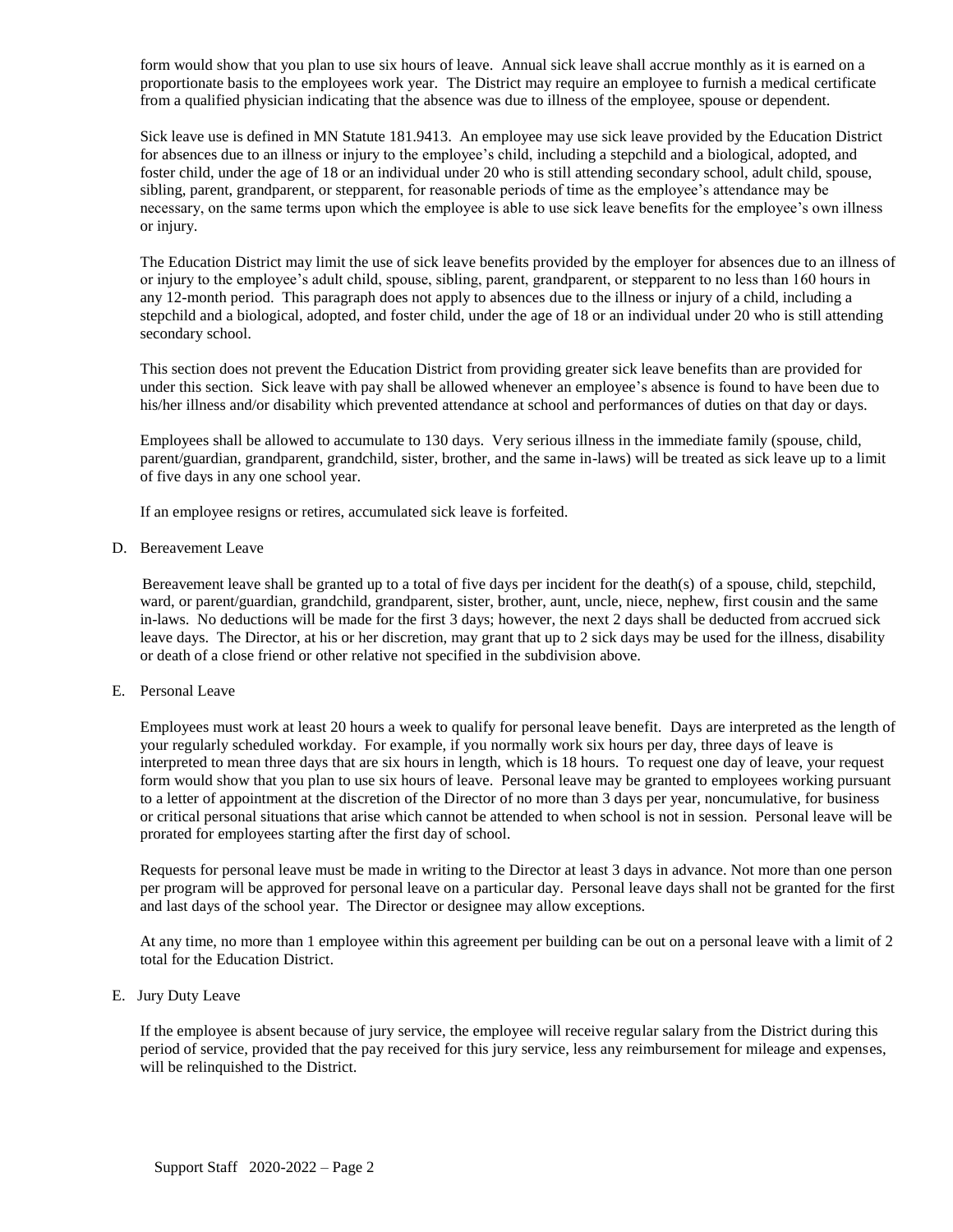form would show that you plan to use six hours of leave. Annual sick leave shall accrue monthly as it is earned on a proportionate basis to the employees work year. The District may require an employee to furnish a medical certificate from a qualified physician indicating that the absence was due to illness of the employee, spouse or dependent.

Sick leave use is defined in MN Statute 181.9413. An employee may use sick leave provided by the Education District for absences due to an illness or injury to the employee's child, including a stepchild and a biological, adopted, and foster child, under the age of 18 or an individual under 20 who is still attending secondary school, adult child, spouse, sibling, parent, grandparent, or stepparent, for reasonable periods of time as the employee's attendance may be necessary, on the same terms upon which the employee is able to use sick leave benefits for the employee's own illness or injury.

The Education District may limit the use of sick leave benefits provided by the employer for absences due to an illness of or injury to the employee's adult child, spouse, sibling, parent, grandparent, or stepparent to no less than 160 hours in any 12-month period. This paragraph does not apply to absences due to the illness or injury of a child, including a stepchild and a biological, adopted, and foster child, under the age of 18 or an individual under 20 who is still attending secondary school.

This section does not prevent the Education District from providing greater sick leave benefits than are provided for under this section. Sick leave with pay shall be allowed whenever an employee's absence is found to have been due to his/her illness and/or disability which prevented attendance at school and performances of duties on that day or days.

Employees shall be allowed to accumulate to 130 days. Very serious illness in the immediate family (spouse, child, parent/guardian, grandparent, grandchild, sister, brother, and the same in-laws) will be treated as sick leave up to a limit of five days in any one school year.

If an employee resigns or retires, accumulated sick leave is forfeited.

D. Bereavement Leave

Bereavement leave shall be granted up to a total of five days per incident for the death(s) of a spouse, child, stepchild, ward, or parent/guardian, grandchild, grandparent, sister, brother, aunt, uncle, niece, nephew, first cousin and the same in-laws. No deductions will be made for the first 3 days; however, the next 2 days shall be deducted from accrued sick leave days. The Director, at his or her discretion, may grant that up to 2 sick days may be used for the illness, disability or death of a close friend or other relative not specified in the subdivision above.

E. Personal Leave

Employees must work at least 20 hours a week to qualify for personal leave benefit. Days are interpreted as the length of your regularly scheduled workday. For example, if you normally work six hours per day, three days of leave is interpreted to mean three days that are six hours in length, which is 18 hours. To request one day of leave, your request form would show that you plan to use six hours of leave. Personal leave may be granted to employees working pursuant to a letter of appointment at the discretion of the Director of no more than 3 days per year, noncumulative, for business or critical personal situations that arise which cannot be attended to when school is not in session. Personal leave will be prorated for employees starting after the first day of school.

Requests for personal leave must be made in writing to the Director at least 3 days in advance. Not more than one person per program will be approved for personal leave on a particular day. Personal leave days shall not be granted for the first and last days of the school year. The Director or designee may allow exceptions.

At any time, no more than 1 employee within this agreement per building can be out on a personal leave with a limit of 2 total for the Education District.

E. Jury Duty Leave

If the employee is absent because of jury service, the employee will receive regular salary from the District during this period of service, provided that the pay received for this jury service, less any reimbursement for mileage and expenses, will be relinquished to the District.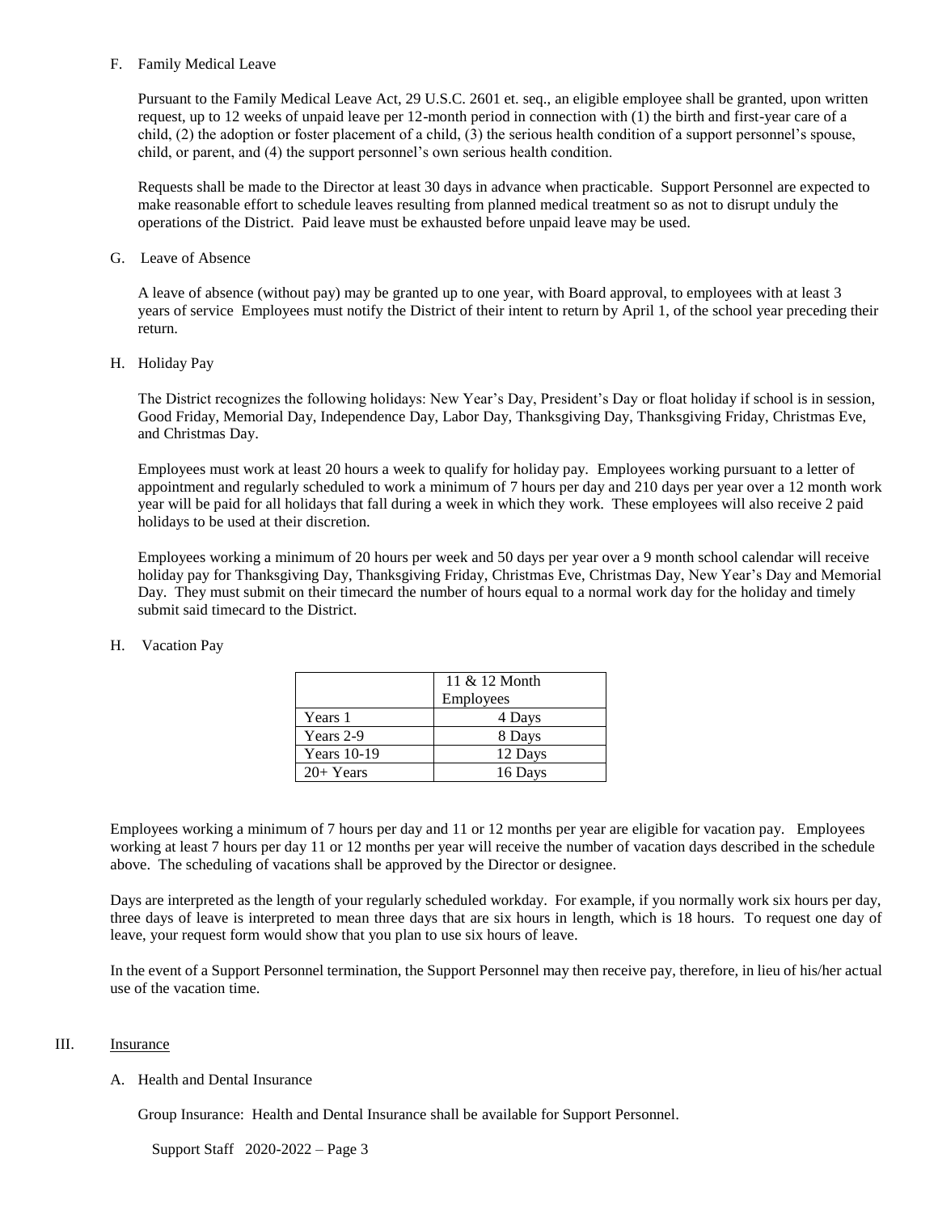F. Family Medical Leave

Pursuant to the Family Medical Leave Act, 29 U.S.C. 2601 et. seq., an eligible employee shall be granted, upon written request, up to 12 weeks of unpaid leave per 12-month period in connection with (1) the birth and first-year care of a child, (2) the adoption or foster placement of a child, (3) the serious health condition of a support personnel's spouse, child, or parent, and (4) the support personnel's own serious health condition.

Requests shall be made to the Director at least 30 days in advance when practicable. Support Personnel are expected to make reasonable effort to schedule leaves resulting from planned medical treatment so as not to disrupt unduly the operations of the District. Paid leave must be exhausted before unpaid leave may be used.

G. Leave of Absence

A leave of absence (without pay) may be granted up to one year, with Board approval, to employees with at least 3 years of service Employees must notify the District of their intent to return by April 1, of the school year preceding their return.

H. Holiday Pay

The District recognizes the following holidays: New Year's Day, President's Day or float holiday if school is in session, Good Friday, Memorial Day, Independence Day, Labor Day, Thanksgiving Day, Thanksgiving Friday, Christmas Eve, and Christmas Day.

Employees must work at least 20 hours a week to qualify for holiday pay. Employees working pursuant to a letter of appointment and regularly scheduled to work a minimum of 7 hours per day and 210 days per year over a 12 month work year will be paid for all holidays that fall during a week in which they work. These employees will also receive 2 paid holidays to be used at their discretion.

Employees working a minimum of 20 hours per week and 50 days per year over a 9 month school calendar will receive holiday pay for Thanksgiving Day, Thanksgiving Friday, Christmas Eve, Christmas Day, New Year's Day and Memorial Day. They must submit on their timecard the number of hours equal to a normal work day for the holiday and timely submit said timecard to the District.

H. Vacation Pay

| | 11 & 12 Month Employees |
|---|---|
| Years 1 | 4 Days |
| Years 2-9 | 8 Days |
| Years 10-19 | 12 Days |
| 20+ Years | 16 Days |

Employees working a minimum of 7 hours per day and 11 or 12 months per year are eligible for vacation pay. Employees working at least 7 hours per day 11 or 12 months per year will receive the number of vacation days described in the schedule above. The scheduling of vacations shall be approved by the Director or designee.

Days are interpreted as the length of your regularly scheduled workday. For example, if you normally work six hours per day, three days of leave is interpreted to mean three days that are six hours in length, which is 18 hours. To request one day of leave, your request form would show that you plan to use six hours of leave.

In the event of a Support Personnel termination, the Support Personnel may then receive pay, therefore, in lieu of his/her actual use of the vacation time.

III. Insurance

A. Health and Dental Insurance

Group Insurance: Health and Dental Insurance shall be available for Support Personnel.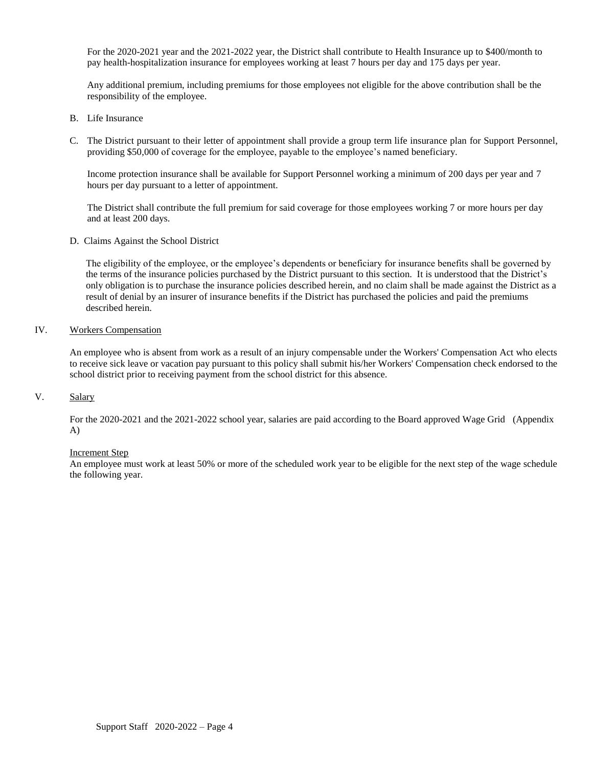For the 2020-2021 year and the 2021-2022 year, the District shall contribute to Health Insurance up to $400/month to pay health-hospitalization insurance for employees working at least 7 hours per day and 175 days per year.

Any additional premium, including premiums for those employees not eligible for the above contribution shall be the responsibility of the employee.

B. Life Insurance

C. The District pursuant to their letter of appointment shall provide a group term life insurance plan for Support Personnel, providing $50,000 of coverage for the employee, payable to the employee's named beneficiary.

Income protection insurance shall be available for Support Personnel working a minimum of 200 days per year and 7 hours per day pursuant to a letter of appointment.

The District shall contribute the full premium for said coverage for those employees working 7 or more hours per day and at least 200 days.

D. Claims Against the School District

The eligibility of the employee, or the employee's dependents or beneficiary for insurance benefits shall be governed by the terms of the insurance policies purchased by the District pursuant to this section. It is understood that the District's only obligation is to purchase the insurance policies described herein, and no claim shall be made against the District as a result of denial by an insurer of insurance benefits if the District has purchased the policies and paid the premiums described herein.

## IV. Workers Compensation

An employee who is absent from work as a result of an injury compensable under the Workers' Compensation Act who elects to receive sick leave or vacation pay pursuant to this policy shall submit his/her Workers' Compensation check endorsed to the school district prior to receiving payment from the school district for this absence.

## V. Salary

For the 2020-2021 and the 2021-2022 school year, salaries are paid according to the Board approved Wage Grid (Appendix A)

Increment Step

An employee must work at least 50% or more of the scheduled work year to be eligible for the next step of the wage schedule the following year.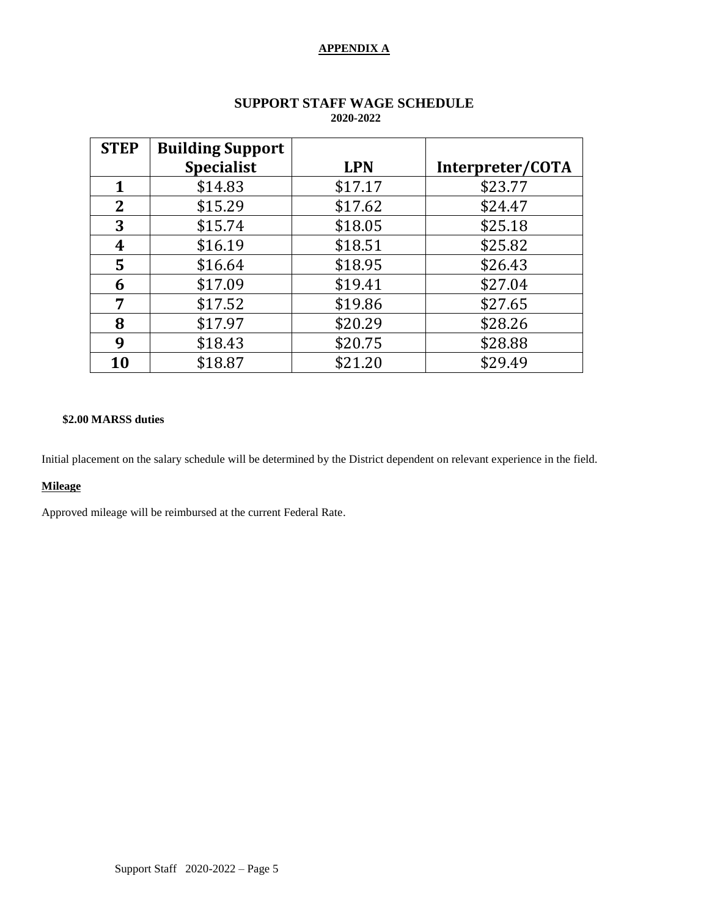**APPENDIX A**

## SUPPORT STAFF WAGE SCHEDULE

**2020-2022**

| STEP | Building Support Specialist | LPN | Interpreter/COTA |
|---|---|---|---|
| **1** | $14.83 | $17.17 | $23.77 |
| **2** | $15.29 | $17.62 | $24.47 |
| **3** | $15.74 | $18.05 | $25.18 |
| **4** | $16.19 | $18.51 | $25.82 |
| **5** | $16.64 | $18.95 | $26.43 |
| **6** | $17.09 | $19.41 | $27.04 |
| **7** | $17.52 | $19.86 | $27.65 |
| **8** | $17.97 | $20.29 | $28.26 |
| **9** | $18.43 | $20.75 | $28.88 |
| **10** | $18.87 | $21.20 | $29.49 |

**$2.00 MARSS duties**

Initial placement on the salary schedule will be determined by the District dependent on relevant experience in the field.

**Mileage**

Approved mileage will be reimbursed at the current Federal Rate.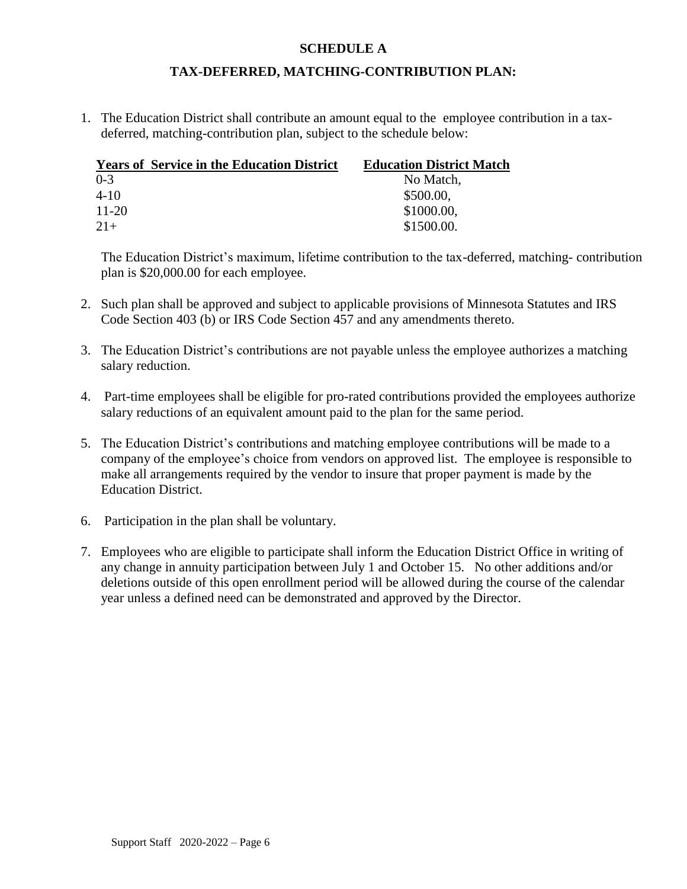# SCHEDULE A

## TAX-DEFERRED, MATCHING-CONTRIBUTION PLAN:

1. The Education District shall contribute an amount equal to the employee contribution in a tax-deferred, matching-contribution plan, subject to the schedule below:

| Years of Service in the Education District | Education District Match |
|---|---|
| 0-3 | No Match, |
| 4-10 | $500.00, |
| 11-20 | $1000.00, |
| 21+ | $1500.00. |

   The Education District's maximum, lifetime contribution to the tax-deferred, matching- contribution plan is $20,000.00 for each employee.

2. Such plan shall be approved and subject to applicable provisions of Minnesota Statutes and IRS Code Section 403 (b) or IRS Code Section 457 and any amendments thereto.

3. The Education District's contributions are not payable unless the employee authorizes a matching salary reduction.

4. Part-time employees shall be eligible for pro-rated contributions provided the employees authorize salary reductions of an equivalent amount paid to the plan for the same period.

5. The Education District's contributions and matching employee contributions will be made to a company of the employee's choice from vendors on approved list. The employee is responsible to make all arrangements required by the vendor to insure that proper payment is made by the Education District.

6. Participation in the plan shall be voluntary.

7. Employees who are eligible to participate shall inform the Education District Office in writing of any change in annuity participation between July 1 and October 15. No other additions and/or deletions outside of this open enrollment period will be allowed during the course of the calendar year unless a defined need can be demonstrated and approved by the Director.